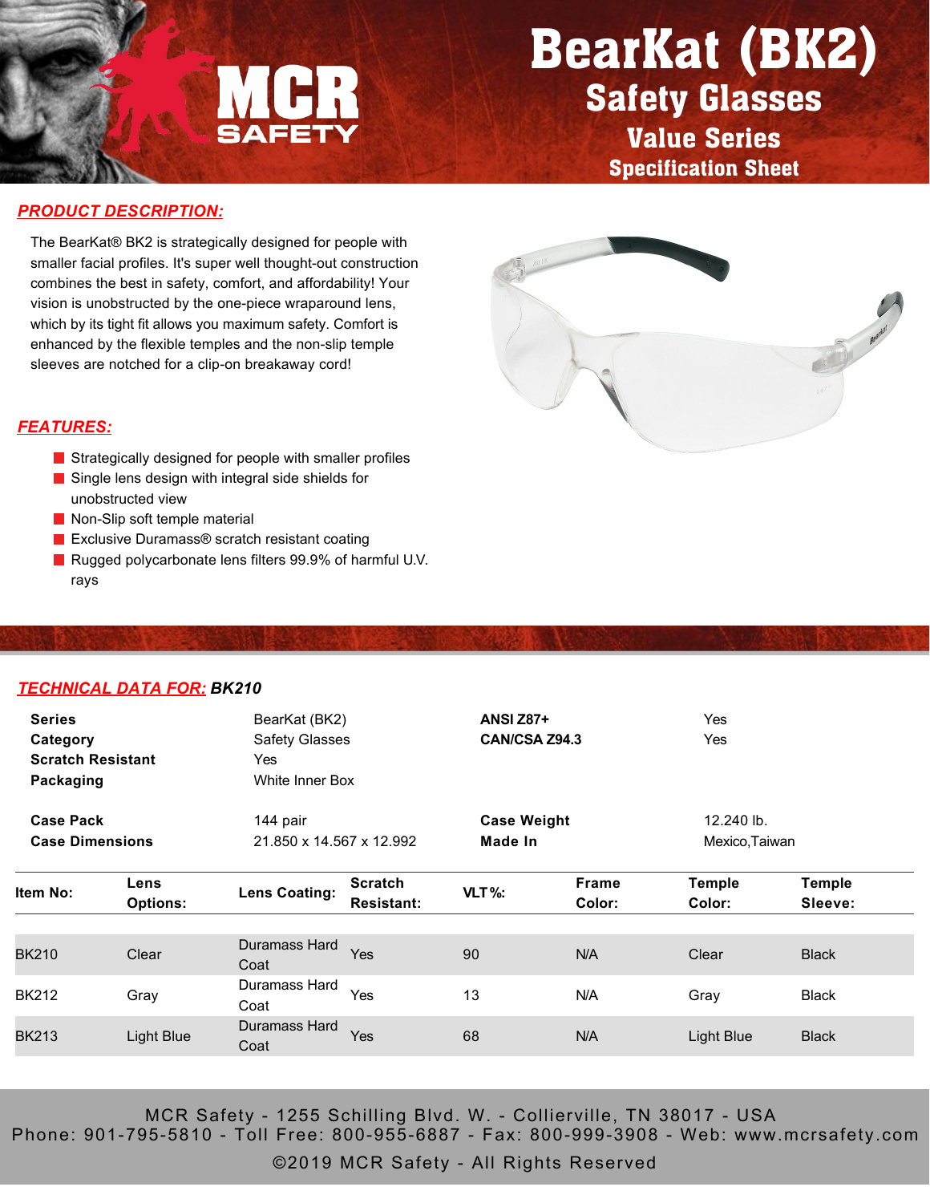# BearKat (BK2)

## Safety Glasses

### Value Series

### Specification Sheet

MCR SAFETY

## PRODUCT DESCRIPTION:

The BearKat® BK2 is strategically designed for people with smaller facial profiles. It's super well thought-out construction combines the best in safety, comfort, and affordability! Your vision is unobstructed by the one-piece wraparound lens, which by its tight fit allows you maximum safety. Comfort is enhanced by the flexible temples and the non-slip temple sleeves are notched for a clip-on breakaway cord!

## FEATURES:

- Strategically designed for people with smaller profiles
- Single lens design with integral side shields for unobstructed view
- Non-Slip soft temple material
- Exclusive Duramass® scratch resistant coating
- Rugged polycarbonate lens filters 99.9% of harmful U.V. rays

## TECHNICAL DATA FOR: *BK210*

| | | | |
|---|---|---|---|
| **Series** | BearKat (BK2) | **ANSI Z87+** | Yes |
| **Category** | Safety Glasses | **CAN/CSA Z94.3** | Yes |
| **Scratch Resistant** | Yes | | |
| **Packaging** | White Inner Box | | |
| **Case Pack** | 144 pair | **Case Weight** | 12.240 lb. |
| **Case Dimensions** | 21.850 x 14.567 x 12.992 | **Made In** | Mexico,Taiwan |

| Item No: | Lens Options: | Lens Coating: | Scratch Resistant: | VLT %: | Frame Color: | Temple Color: | Temple Sleeve: |
|---|---|---|---|---|---|---|---|
| BK210 | Clear | Duramass Hard Coat | Yes | 90 | N/A | Clear | Black |
| BK212 | Gray | Duramass Hard Coat | Yes | 13 | N/A | Gray | Black |
| BK213 | Light Blue | Duramass Hard Coat | Yes | 68 | N/A | Light Blue | Black |

MCR Safety - 1255 Schilling Blvd. W. - Collierville, TN 38017 - USA
Phone: 901-795-5810 - Toll Free: 800-955-6887 - Fax: 800-999-3908 - Web: www.mcrsafety.com
©2019 MCR Safety - All Rights Reserved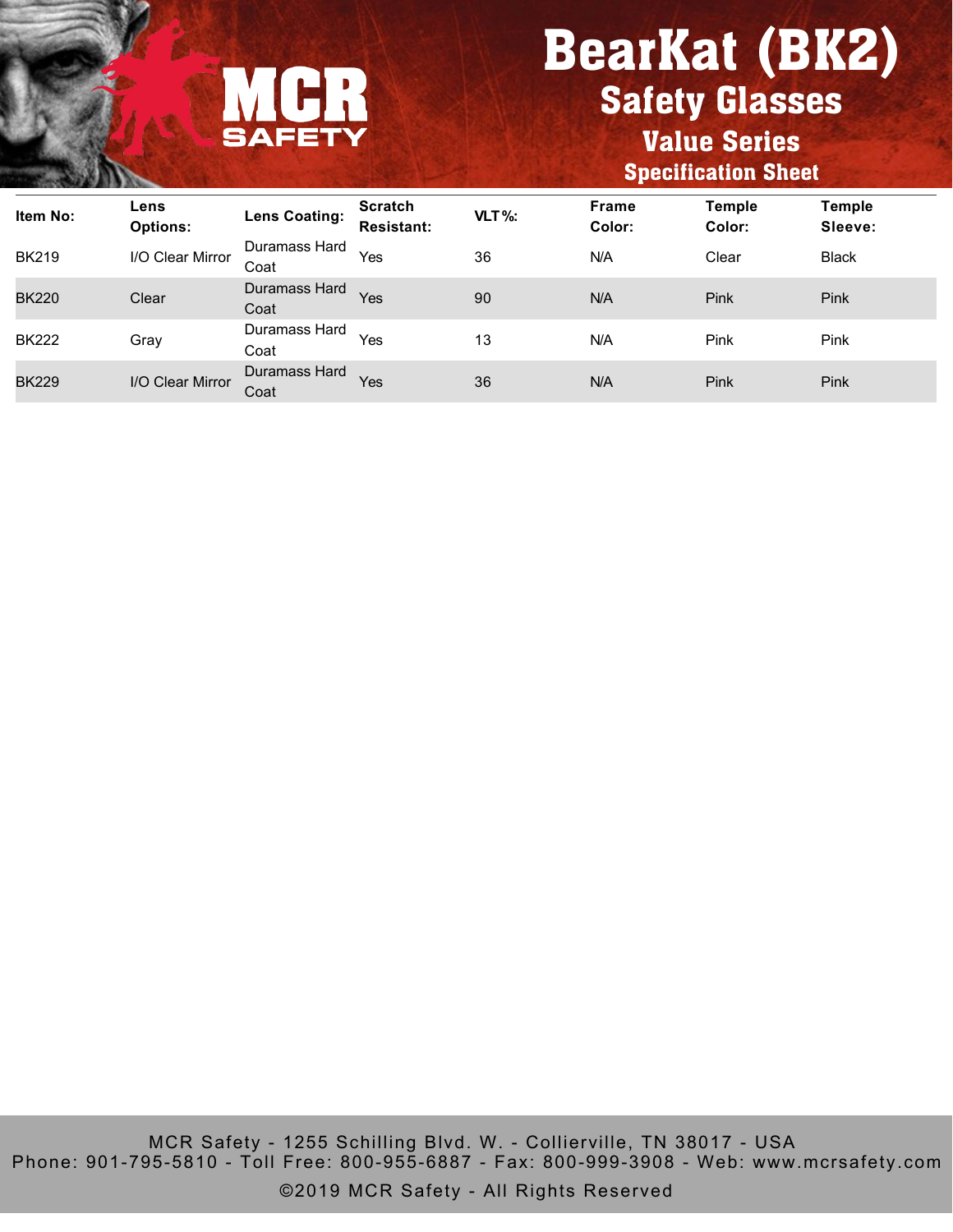# BearKat (BK2)

## Safety Glasses

### Value Series

### Specification Sheet

| Item No: | Lens Options: | Lens Coating: | Scratch Resistant: | VLT%: | Frame Color: | Temple Color: | Temple Sleeve: |
|---|---|---|---|---|---|---|---|
| BK219 | I/O Clear Mirror | Duramass Hard Coat | Yes | 36 | N/A | Clear | Black |
| BK220 | Clear | Duramass Hard Coat | Yes | 90 | N/A | Pink | Pink |
| BK222 | Gray | Duramass Hard Coat | Yes | 13 | N/A | Pink | Pink |
| BK229 | I/O Clear Mirror | Duramass Hard Coat | Yes | 36 | N/A | Pink | Pink |

MCR Safety - 1255 Schilling Blvd. W. - Collierville, TN 38017 - USA
Phone: 901-795-5810 - Toll Free: 800-955-6887 - Fax: 800-999-3908 - Web: www.mcrsafety.com

©2019 MCR Safety - All Rights Reserved